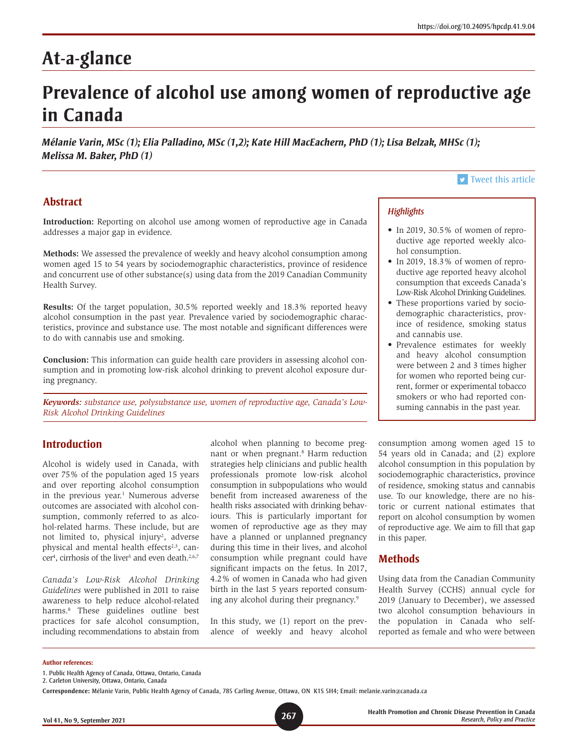https://doi.org/10.24095/hpcdp.41.9.04

# At-a-glance

# Prevalence of alcohol use among women of reproductive age in Canada

***Mélanie Varin, MSc (1); Elia Palladino, MSc (1,2); Kate Hill MacEachern, PhD (1); Lisa Belzak, MHSc (1); Melissa M. Baker, PhD (1)***

Tweet this article

## Abstract

**Introduction:** Reporting on alcohol use among women of reproductive age in Canada addresses a major gap in evidence.

**Methods:** We assessed the prevalence of weekly and heavy alcohol consumption among women aged 15 to 54 years by sociodemographic characteristics, province of residence and concurrent use of other substance(s) using data from the 2019 Canadian Community Health Survey.

**Results:** Of the target population, 30.5% reported weekly and 18.3% reported heavy alcohol consumption in the past year. Prevalence varied by sociodemographic characteristics, province and substance use. The most notable and significant differences were to do with cannabis use and smoking.

**Conclusion:** This information can guide health care providers in assessing alcohol consumption and in promoting low-risk alcohol drinking to prevent alcohol exposure during pregnancy.

***Keywords:*** *substance use, polysubstance use, women of reproductive age, Canada's Low-Risk Alcohol Drinking Guidelines*

### *Highlights*

- In 2019, 30.5% of women of reproductive age reported weekly alcohol consumption.
- In 2019, 18.3% of women of reproductive age reported heavy alcohol consumption that exceeds Canada's Low-Risk Alcohol Drinking Guidelines.
- These proportions varied by sociodemographic characteristics, province of residence, smoking status and cannabis use.
- Prevalence estimates for weekly and heavy alcohol consumption were between 2 and 3 times higher for women who reported being current, former or experimental tobacco smokers or who had reported consuming cannabis in the past year.

## Introduction

Alcohol is widely used in Canada, with over 75% of the population aged 15 years and over reporting alcohol consumption in the previous year.[1] Numerous adverse outcomes are associated with alcohol consumption, commonly referred to as alcohol-related harms. These include, but are not limited to, physical injury[2], adverse physical and mental health effects[2,3], cancer[4], cirrhosis of the liver[5] and even death.[2,6,7]

*Canada's Low-Risk Alcohol Drinking Guidelines* were published in 2011 to raise awareness to help reduce alcohol-related harms.[8] These guidelines outline best practices for safe alcohol consumption, including recommendations to abstain from alcohol when planning to become pregnant or when pregnant.[8] Harm reduction strategies help clinicians and public health professionals promote low-risk alcohol consumption in subpopulations who would benefit from increased awareness of the health risks associated with drinking behaviours. This is particularly important for women of reproductive age as they may have a planned or unplanned pregnancy during this time in their lives, and alcohol consumption while pregnant could have significant impacts on the fetus. In 2017, 4.2% of women in Canada who had given birth in the last 5 years reported consuming any alcohol during their pregnancy.[9]

In this study, we (1) report on the prevalence of weekly and heavy alcohol consumption among women aged 15 to 54 years old in Canada; and (2) explore alcohol consumption in this population by sociodemographic characteristics, province of residence, smoking status and cannabis use. To our knowledge, there are no historic or current national estimates that report on alcohol consumption by women of reproductive age. We aim to fill that gap in this paper.

## Methods

Using data from the Canadian Community Health Survey (CCHS) annual cycle for 2019 (January to December), we assessed two alcohol consumption behaviours in the population in Canada who self-reported as female and who were between

**Author references:**

1. Public Health Agency of Canada, Ottawa, Ontario, Canada
2. Carleton University, Ottawa, Ontario, Canada

**Correspondence:** Mélanie Varin, Public Health Agency of Canada, 785 Carling Avenue, Ottawa, ON K1S 5H4; Email: melanie.varin@canada.ca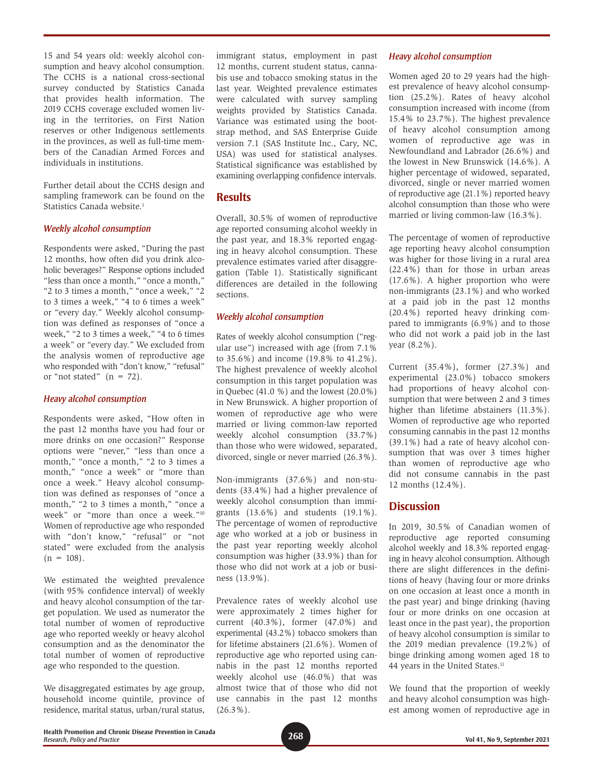15 and 54 years old: weekly alcohol consumption and heavy alcohol consumption. The CCHS is a national cross-sectional survey conducted by Statistics Canada that provides health information. The 2019 CCHS coverage excluded women living in the territories, on First Nation reserves or other Indigenous settlements in the provinces, as well as full-time members of the Canadian Armed Forces and individuals in institutions.

Further detail about the CCHS design and sampling framework can be found on the Statistics Canada website.[1]

### *Weekly alcohol consumption*

Respondents were asked, "During the past 12 months, how often did you drink alcoholic beverages?" Response options included "less than once a month," "once a month," "2 to 3 times a month," "once a week," "2 to 3 times a week," "4 to 6 times a week" or "every day." Weekly alcohol consumption was defined as responses of "once a week," "2 to 3 times a week," "4 to 6 times a week" or "every day." We excluded from the analysis women of reproductive age who responded with "don't know," "refusal" or "not stated" (n = 72).

### *Heavy alcohol consumption*

Respondents were asked, "How often in the past 12 months have you had four or more drinks on one occasion?" Response options were "never," "less than once a month," "once a month," "2 to 3 times a month," "once a week" or "more than once a week." Heavy alcohol consumption was defined as responses of "once a month," "2 to 3 times a month," "once a week" or "more than once a week."[10] Women of reproductive age who responded with "don't know," "refusal" or "not stated" were excluded from the analysis (n = 108).

We estimated the weighted prevalence (with 95% confidence interval) of weekly and heavy alcohol consumption of the target population. We used as numerator the total number of women of reproductive age who reported weekly or heavy alcohol consumption and as the denominator the total number of women of reproductive age who responded to the question.

We disaggregated estimates by age group, household income quintile, province of residence, marital status, urban/rural status, immigrant status, employment in past 12 months, current student status, cannabis use and tobacco smoking status in the last year. Weighted prevalence estimates were calculated with survey sampling weights provided by Statistics Canada. Variance was estimated using the bootstrap method, and SAS Enterprise Guide version 7.1 (SAS Institute Inc., Cary, NC, USA) was used for statistical analyses. Statistical significance was established by examining overlapping confidence intervals.

## Results

Overall, 30.5% of women of reproductive age reported consuming alcohol weekly in the past year, and 18.3% reported engaging in heavy alcohol consumption. These prevalence estimates varied after disaggregation (Table 1). Statistically significant differences are detailed in the following sections.

### *Weekly alcohol consumption*

Rates of weekly alcohol consumption ("regular use") increased with age (from 7.1% to 35.6%) and income (19.8% to 41.2%). The highest prevalence of weekly alcohol consumption in this target population was in Quebec (41.0 %) and the lowest (20.0%) in New Brunswick. A higher proportion of women of reproductive age who were married or living common-law reported weekly alcohol consumption (33.7%) than those who were widowed, separated, divorced, single or never married (26.3%).

Non-immigrants (37.6%) and non-students (33.4%) had a higher prevalence of weekly alcohol consumption than immigrants (13.6%) and students (19.1%). The percentage of women of reproductive age who worked at a job or business in the past year reporting weekly alcohol consumption was higher (33.9%) than for those who did not work at a job or business (13.9%).

Prevalence rates of weekly alcohol use were approximately 2 times higher for current (40.3%), former (47.0%) and experimental (43.2%) tobacco smokers than for lifetime abstainers (21.6%). Women of reproductive age who reported using cannabis in the past 12 months reported weekly alcohol use (46.0%) that was almost twice that of those who did not use cannabis in the past 12 months (26.3%).

### *Heavy alcohol consumption*

Women aged 20 to 29 years had the highest prevalence of heavy alcohol consumption (25.2%). Rates of heavy alcohol consumption increased with income (from 15.4% to 23.7%). The highest prevalence of heavy alcohol consumption among women of reproductive age was in Newfoundland and Labrador (26.6%) and the lowest in New Brunswick (14.6%). A higher percentage of widowed, separated, divorced, single or never married women of reproductive age (21.1%) reported heavy alcohol consumption than those who were married or living common-law (16.3%).

The percentage of women of reproductive age reporting heavy alcohol consumption was higher for those living in a rural area (22.4%) than for those in urban areas (17.6%). A higher proportion who were non-immigrants (23.1%) and who worked at a paid job in the past 12 months (20.4%) reported heavy drinking compared to immigrants (6.9%) and to those who did not work a paid job in the last year (8.2%).

Current (35.4%), former (27.3%) and experimental (23.0%) tobacco smokers had proportions of heavy alcohol consumption that were between 2 and 3 times higher than lifetime abstainers (11.3%). Women of reproductive age who reported consuming cannabis in the past 12 months (39.1%) had a rate of heavy alcohol consumption that was over 3 times higher than women of reproductive age who did not consume cannabis in the past 12 months (12.4%).

## Discussion

In 2019, 30.5% of Canadian women of reproductive age reported consuming alcohol weekly and 18.3% reported engaging in heavy alcohol consumption. Although there are slight differences in the definitions of heavy (having four or more drinks on one occasion at least once a month in the past year) and binge drinking (having four or more drinks on one occasion at least once in the past year), the proportion of heavy alcohol consumption is similar to the 2019 median prevalence (19.2%) of binge drinking among women aged 18 to 44 years in the United States.[11]

We found that the proportion of weekly and heavy alcohol consumption was highest among women of reproductive age in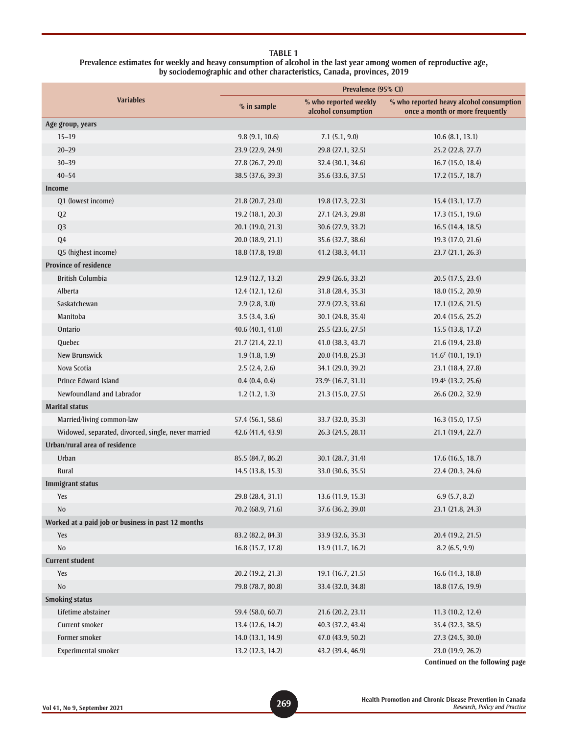**TABLE 1**
**Prevalence estimates for weekly and heavy consumption of alcohol in the last year among women of reproductive age, by sociodemographic and other characteristics, Canada, provinces, 2019**

| Variables | Prevalence (95% CI) | | |
|---|---|---|---|
| | % in sample | % who reported weekly alcohol consumption | % who reported heavy alcohol consumption once a month or more frequently |
| **Age group, years** | | | |
| 15–19 | 9.8 (9.1, 10.6) | 7.1 (5.1, 9.0) | 10.6 (8.1, 13.1) |
| 20–29 | 23.9 (22.9, 24.9) | 29.8 (27.1, 32.5) | 25.2 (22.8, 27.7) |
| 30–39 | 27.8 (26.7, 29.0) | 32.4 (30.1, 34.6) | 16.7 (15.0, 18.4) |
| 40–54 | 38.5 (37.6, 39.3) | 35.6 (33.6, 37.5) | 17.2 (15.7, 18.7) |
| **Income** | | | |
| Q1 (lowest income) | 21.8 (20.7, 23.0) | 19.8 (17.3, 22.3) | 15.4 (13.1, 17.7) |
| Q2 | 19.2 (18.1, 20.3) | 27.1 (24.3, 29.8) | 17.3 (15.1, 19.6) |
| Q3 | 20.1 (19.0, 21.3) | 30.6 (27.9, 33.2) | 16.5 (14.4, 18.5) |
| Q4 | 20.0 (18.9, 21.1) | 35.6 (32.7, 38.6) | 19.3 (17.0, 21.6) |
| Q5 (highest income) | 18.8 (17.8, 19.8) | 41.2 (38.3, 44.1) | 23.7 (21.1, 26.3) |
| **Province of residence** | | | |
| British Columbia | 12.9 (12.7, 13.2) | 29.9 (26.6, 33.2) | 20.5 (17.5, 23.4) |
| Alberta | 12.4 (12.1, 12.6) | 31.8 (28.4, 35.3) | 18.0 (15.2, 20.9) |
| Saskatchewan | 2.9 (2.8, 3.0) | 27.9 (22.3, 33.6) | 17.1 (12.6, 21.5) |
| Manitoba | 3.5 (3.4, 3.6) | 30.1 (24.8, 35.4) | 20.4 (15.6, 25.2) |
| Ontario | 40.6 (40.1, 41.0) | 25.5 (23.6, 27.5) | 15.5 (13.8, 17.2) |
| Quebec | 21.7 (21.4, 22.1) | 41.0 (38.3, 43.7) | 21.6 (19.4, 23.8) |
| New Brunswick | 1.9 (1.8, 1.9) | 20.0 (14.8, 25.3) | 14.6[c] (10.1, 19.1) |
| Nova Scotia | 2.5 (2.4, 2.6) | 34.1 (29.0, 39.2) | 23.1 (18.4, 27.8) |
| Prince Edward Island | 0.4 (0.4, 0.4) | 23.9[c] (16.7, 31.1) | 19.4[c] (13.2, 25.6) |
| Newfoundland and Labrador | 1.2 (1.2, 1.3) | 21.3 (15.0, 27.5) | 26.6 (20.2, 32.9) |
| **Marital status** | | | |
| Married/living common-law | 57.4 (56.1, 58.6) | 33.7 (32.0, 35.3) | 16.3 (15.0, 17.5) |
| Widowed, separated, divorced, single, never married | 42.6 (41.4, 43.9) | 26.3 (24.5, 28.1) | 21.1 (19.4, 22.7) |
| **Urban/rural area of residence** | | | |
| Urban | 85.5 (84.7, 86.2) | 30.1 (28.7, 31.4) | 17.6 (16.5, 18.7) |
| Rural | 14.5 (13.8, 15.3) | 33.0 (30.6, 35.5) | 22.4 (20.3, 24.6) |
| **Immigrant status** | | | |
| Yes | 29.8 (28.4, 31.1) | 13.6 (11.9, 15.3) | 6.9 (5.7, 8.2) |
| No | 70.2 (68.9, 71.6) | 37.6 (36.2, 39.0) | 23.1 (21.8, 24.3) |
| **Worked at a paid job or business in past 12 months** | | | |
| Yes | 83.2 (82.2, 84.3) | 33.9 (32.6, 35.3) | 20.4 (19.2, 21.5) |
| No | 16.8 (15.7, 17.8) | 13.9 (11.7, 16.2) | 8.2 (6.5, 9.9) |
| **Current student** | | | |
| Yes | 20.2 (19.2, 21.3) | 19.1 (16.7, 21.5) | 16.6 (14.3, 18.8) |
| No | 79.8 (78.7, 80.8) | 33.4 (32.0, 34.8) | 18.8 (17.6, 19.9) |
| **Smoking status** | | | |
| Lifetime abstainer | 59.4 (58.0, 60.7) | 21.6 (20.2, 23.1) | 11.3 (10.2, 12.4) |
| Current smoker | 13.4 (12.6, 14.2) | 40.3 (37.2, 43.4) | 35.4 (32.3, 38.5) |
| Former smoker | 14.0 (13.1, 14.9) | 47.0 (43.9, 50.2) | 27.3 (24.5, 30.0) |
| Experimental smoker | 13.2 (12.3, 14.2) | 43.2 (39.4, 46.9) | 23.0 (19.9, 26.2) |

**Continued on the following page**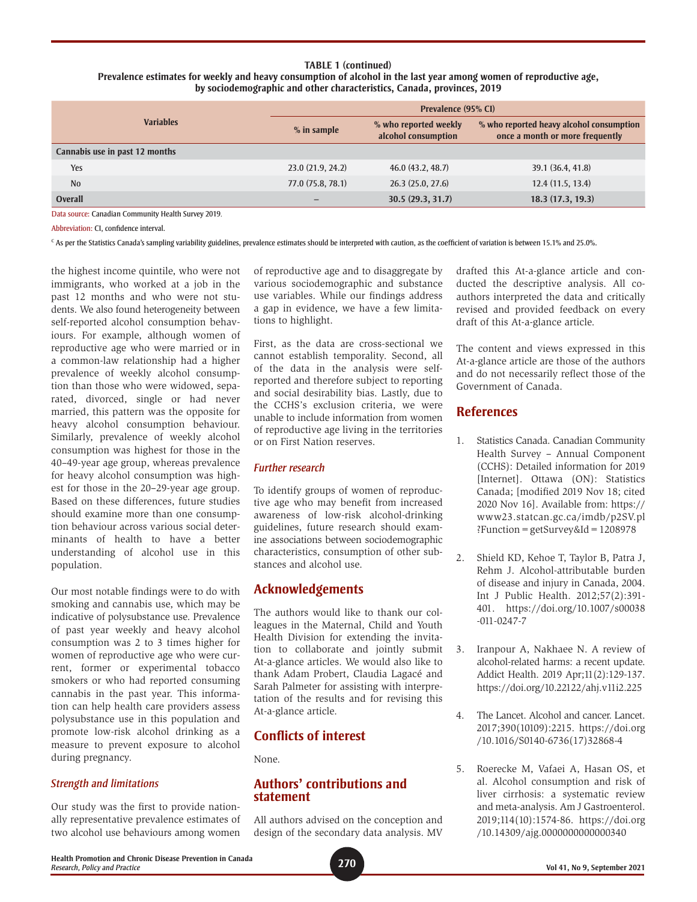**TABLE 1 (continued)**
**Prevalence estimates for weekly and heavy consumption of alcohol in the last year among women of reproductive age, by sociodemographic and other characteristics, Canada, provinces, 2019**

| Variables | Prevalence (95% CI) | | |
|---|---|---|---|
| | % in sample | % who reported weekly alcohol consumption | % who reported heavy alcohol consumption once a month or more frequently |
| **Cannabis use in past 12 months** | | | |
| Yes | 23.0 (21.9, 24.2) | 46.0 (43.2, 48.7) | 39.1 (36.4, 41.8) |
| No | 77.0 (75.8, 78.1) | 26.3 (25.0, 27.6) | 12.4 (11.5, 13.4) |
| **Overall** | – | **30.5 (29.3, 31.7)** | **18.3 (17.3, 19.3)** |

Data source: Canadian Community Health Survey 2019.

Abbreviation: CI, confidence interval.

[c] As per the Statistics Canada's sampling variability guidelines, prevalence estimates should be interpreted with caution, as the coefficient of variation is between 15.1% and 25.0%.

the highest income quintile, who were not immigrants, who worked at a job in the past 12 months and who were not students. We also found heterogeneity between self-reported alcohol consumption behaviours. For example, although women of reproductive age who were married or in a common-law relationship had a higher prevalence of weekly alcohol consumption than those who were widowed, separated, divorced, single or had never married, this pattern was the opposite for heavy alcohol consumption behaviour. Similarly, prevalence of weekly alcohol consumption was highest for those in the 40–49-year age group, whereas prevalence for heavy alcohol consumption was highest for those in the 20–29-year age group. Based on these differences, future studies should examine more than one consumption behaviour across various social determinants of health to have a better understanding of alcohol use in this population.

Our most notable findings were to do with smoking and cannabis use, which may be indicative of polysubstance use. Prevalence of past year weekly and heavy alcohol consumption was 2 to 3 times higher for women of reproductive age who were current, former or experimental tobacco smokers or who had reported consuming cannabis in the past year. This information can help health care providers assess polysubstance use in this population and promote low-risk alcohol drinking as a measure to prevent exposure to alcohol during pregnancy.

### *Strength and limitations*

Our study was the first to provide nationally representative prevalence estimates of two alcohol use behaviours among women of reproductive age and to disaggregate by various sociodemographic and substance use variables. While our findings address a gap in evidence, we have a few limitations to highlight.

First, as the data are cross-sectional we cannot establish temporality. Second, all of the data in the analysis were self-reported and therefore subject to reporting and social desirability bias. Lastly, due to the CCHS's exclusion criteria, we were unable to include information from women of reproductive age living in the territories or on First Nation reserves.

### *Further research*

To identify groups of women of reproductive age who may benefit from increased awareness of low-risk alcohol-drinking guidelines, future research should examine associations between sociodemographic characteristics, consumption of other substances and alcohol use.

## Acknowledgements

The authors would like to thank our colleagues in the Maternal, Child and Youth Health Division for extending the invitation to collaborate and jointly submit At-a-glance articles. We would also like to thank Adam Probert, Claudia Lagacé and Sarah Palmeter for assisting with interpretation of the results and for revising this At-a-glance article.

## Conflicts of interest

None.

## Authors' contributions and statement

All authors advised on the conception and design of the secondary data analysis. MV drafted this At-a-glance article and conducted the descriptive analysis. All coauthors interpreted the data and critically revised and provided feedback on every draft of this At-a-glance article.

The content and views expressed in this At-a-glance article are those of the authors and do not necessarily reflect those of the Government of Canada.

## References

1. Statistics Canada. Canadian Community Health Survey – Annual Component (CCHS): Detailed information for 2019 [Internet]. Ottawa (ON): Statistics Canada; [modified 2019 Nov 18; cited 2020 Nov 16]. Available from: https://www23.statcan.gc.ca/imdb/p2SV.pl?Function=getSurvey&Id=1208978

2. Shield KD, Kehoe T, Taylor B, Patra J, Rehm J. Alcohol-attributable burden of disease and injury in Canada, 2004. Int J Public Health. 2012;57(2):391-401. https://doi.org/10.1007/s00038-011-0247-7

3. Iranpour A, Nakhaee N. A review of alcohol-related harms: a recent update. Addict Health. 2019 Apr;11(2):129-137. https://doi.org/10.22122/ahj.v11i2.225

4. The Lancet. Alcohol and cancer. Lancet. 2017;390(10109):2215. https://doi.org/10.1016/S0140-6736(17)32868-4

5. Roerecke M, Vafaei A, Hasan OS, et al. Alcohol consumption and risk of liver cirrhosis: a systematic review and meta-analysis. Am J Gastroenterol. 2019;114(10):1574-86. https://doi.org/10.14309/ajg.0000000000000340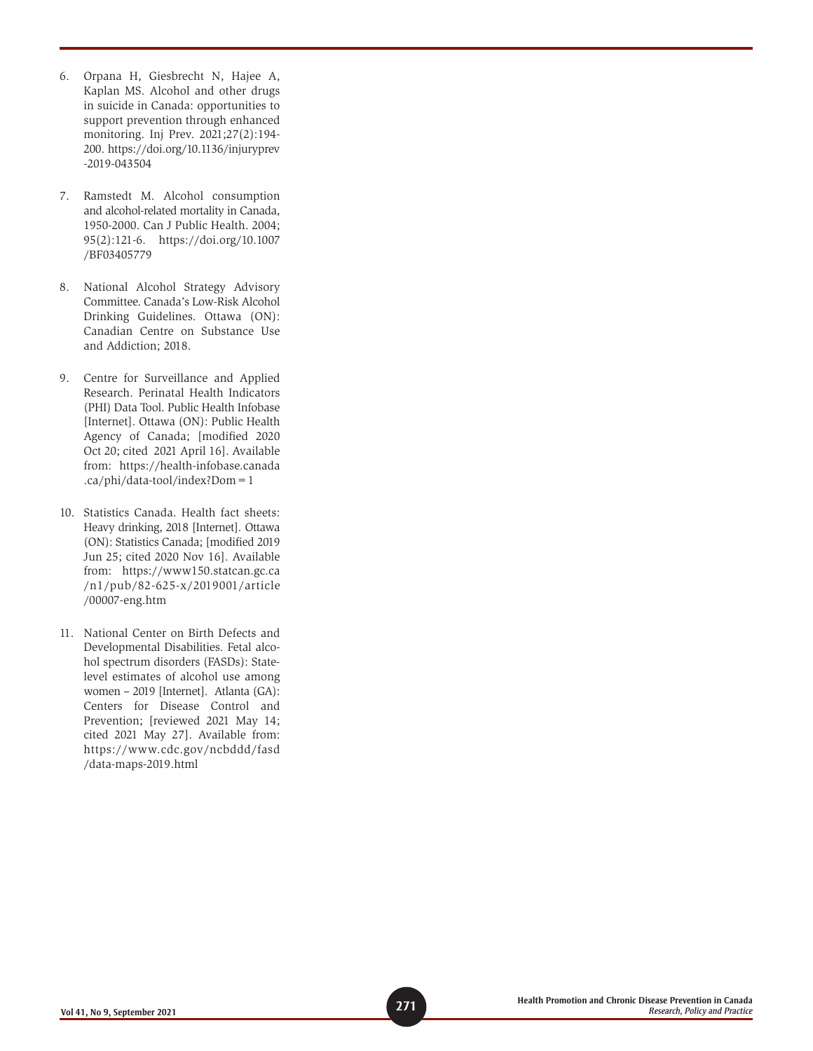6. Orpana H, Giesbrecht N, Hajee A, Kaplan MS. Alcohol and other drugs in suicide in Canada: opportunities to support prevention through enhanced monitoring. Inj Prev. 2021;27(2):194-200. https://doi.org/10.1136/injuryprev-2019-043504

7. Ramstedt M. Alcohol consumption and alcohol-related mortality in Canada, 1950-2000. Can J Public Health. 2004; 95(2):121-6. https://doi.org/10.1007/BF03405779

8. National Alcohol Strategy Advisory Committee. Canada's Low-Risk Alcohol Drinking Guidelines. Ottawa (ON): Canadian Centre on Substance Use and Addiction; 2018.

9. Centre for Surveillance and Applied Research. Perinatal Health Indicators (PHI) Data Tool. Public Health Infobase [Internet]. Ottawa (ON): Public Health Agency of Canada; [modified 2020 Oct 20; cited 2021 April 16]. Available from: https://health-infobase.canada.ca/phi/data-tool/index?Dom=1

10. Statistics Canada. Health fact sheets: Heavy drinking, 2018 [Internet]. Ottawa (ON): Statistics Canada; [modified 2019 Jun 25; cited 2020 Nov 16]. Available from: https://www150.statcan.gc.ca/n1/pub/82-625-x/2019001/article/00007-eng.htm

11. National Center on Birth Defects and Developmental Disabilities. Fetal alcohol spectrum disorders (FASDs): State-level estimates of alcohol use among women – 2019 [Internet]. Atlanta (GA): Centers for Disease Control and Prevention; [reviewed 2021 May 14; cited 2021 May 27]. Available from: https://www.cdc.gov/ncbddd/fasd/data-maps-2019.html